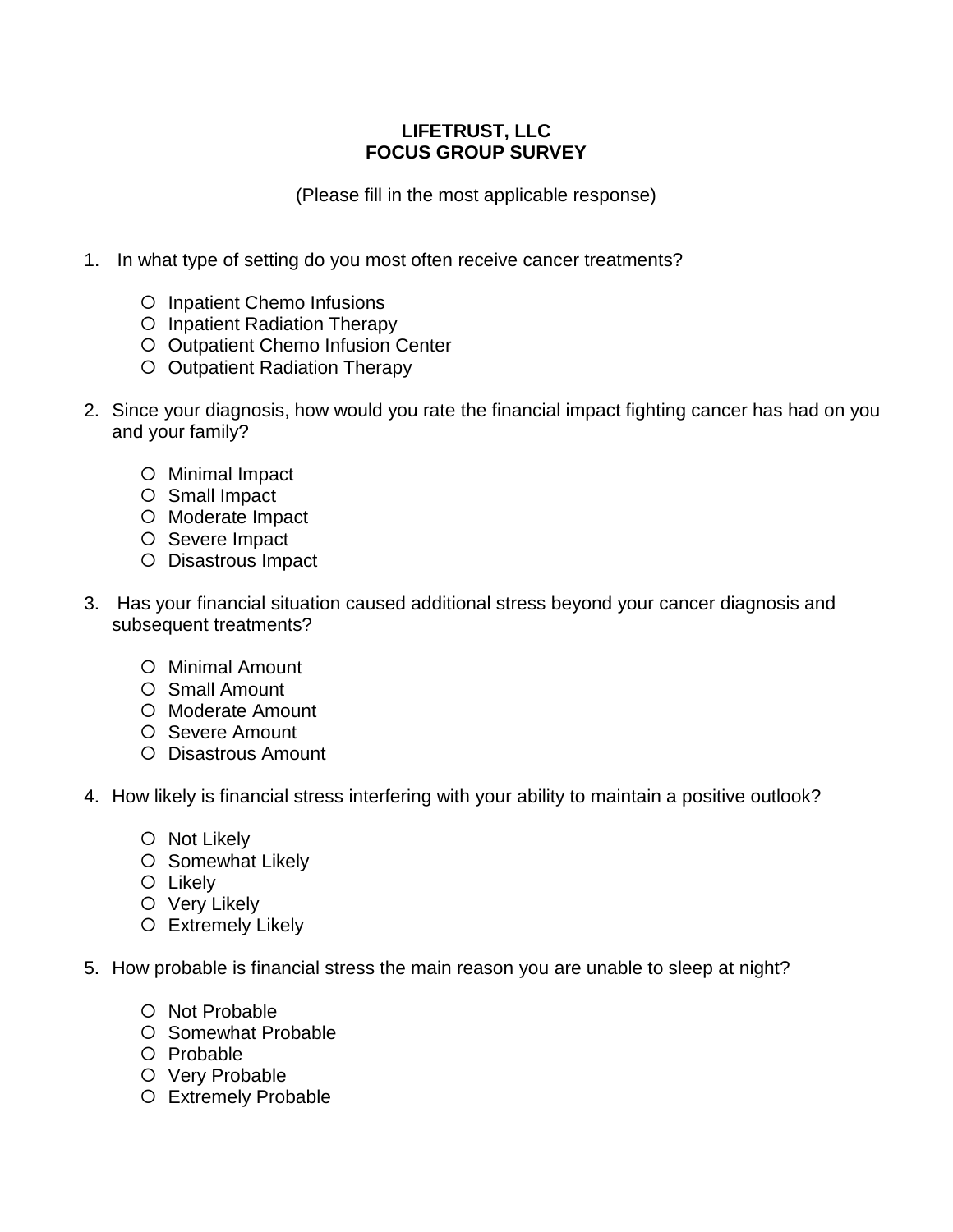**LIFETRUST, LLC**
**FOCUS GROUP SURVEY**

(Please fill in the most applicable response)

1. In what type of setting do you most often receive cancer treatments?

   - ○ Inpatient Chemo Infusions
   - ○ Inpatient Radiation Therapy
   - ○ Outpatient Chemo Infusion Center
   - ○ Outpatient Radiation Therapy

2. Since your diagnosis, how would you rate the financial impact fighting cancer has had on you and your family?

   - ○ Minimal Impact
   - ○ Small Impact
   - ○ Moderate Impact
   - ○ Severe Impact
   - ○ Disastrous Impact

3. Has your financial situation caused additional stress beyond your cancer diagnosis and subsequent treatments?

   - ○ Minimal Amount
   - ○ Small Amount
   - ○ Moderate Amount
   - ○ Severe Amount
   - ○ Disastrous Amount

4. How likely is financial stress interfering with your ability to maintain a positive outlook?

   - ○ Not Likely
   - ○ Somewhat Likely
   - ○ Likely
   - ○ Very Likely
   - ○ Extremely Likely

5. How probable is financial stress the main reason you are unable to sleep at night?

   - ○ Not Probable
   - ○ Somewhat Probable
   - ○ Probable
   - ○ Very Probable
   - ○ Extremely Probable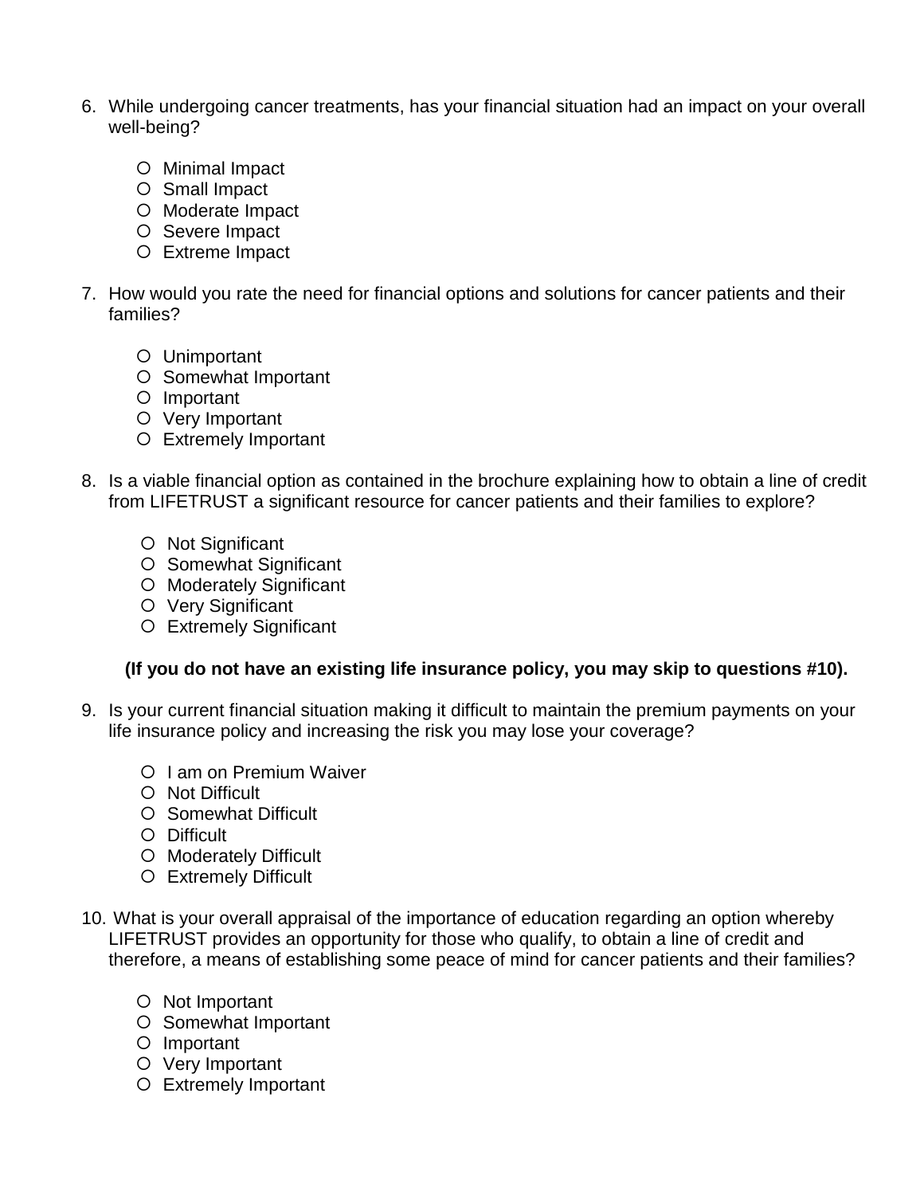6. While undergoing cancer treatments, has your financial situation had an impact on your overall well-being?

   - Minimal Impact
   - Small Impact
   - Moderate Impact
   - Severe Impact
   - Extreme Impact

7. How would you rate the need for financial options and solutions for cancer patients and their families?

   - Unimportant
   - Somewhat Important
   - Important
   - Very Important
   - Extremely Important

8. Is a viable financial option as contained in the brochure explaining how to obtain a line of credit from LIFETRUST a significant resource for cancer patients and their families to explore?

   - Not Significant
   - Somewhat Significant
   - Moderately Significant
   - Very Significant
   - Extremely Significant

**(If you do not have an existing life insurance policy, you may skip to questions #10).**

9. Is your current financial situation making it difficult to maintain the premium payments on your life insurance policy and increasing the risk you may lose your coverage?

   - I am on Premium Waiver
   - Not Difficult
   - Somewhat Difficult
   - Difficult
   - Moderately Difficult
   - Extremely Difficult

10. What is your overall appraisal of the importance of education regarding an option whereby LIFETRUST provides an opportunity for those who qualify, to obtain a line of credit and therefore, a means of establishing some peace of mind for cancer patients and their families?

    - Not Important
    - Somewhat Important
    - Important
    - Very Important
    - Extremely Important